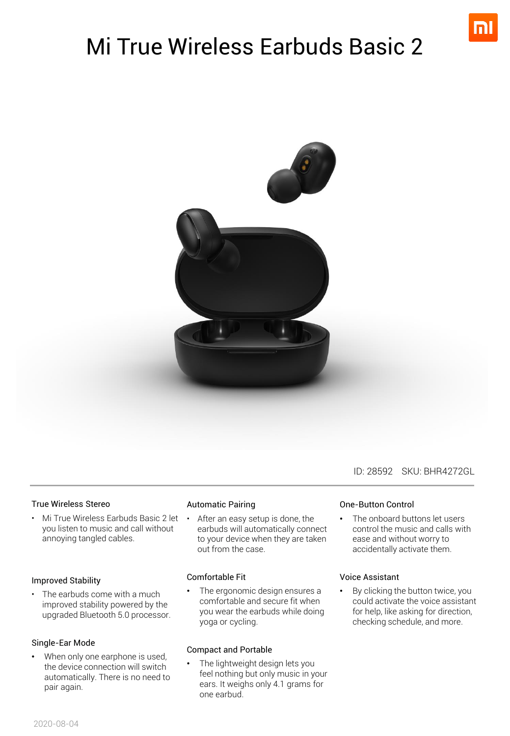# Mi True Wireless Earbuds Basic 2

ID: 28592 SKU: BHR4272GL

### True Wireless Stereo

- Mi True Wireless Earbuds Basic 2 let you listen to music and call without annoying tangled cables.

### Improved Stability

- The earbuds come with a much improved stability powered by the upgraded Bluetooth 5.0 processor.

### Single-Ear Mode

- When only one earphone is used, the device connection will switch automatically. There is no need to pair again.

### Automatic Pairing

- After an easy setup is done, the earbuds will automatically connect to your device when they are taken out from the case.

### Comfortable Fit

- The ergonomic design ensures a comfortable and secure fit when you wear the earbuds while doing yoga or cycling.

### Compact and Portable

- The lightweight design lets you feel nothing but only music in your ears. It weighs only 4.1 grams for one earbud.

### One-Button Control

- The onboard buttons let users control the music and calls with ease and without worry to accidentally activate them.

### Voice Assistant

- By clicking the button twice, you could activate the voice assistant for help, like asking for direction, checking schedule, and more.

2020-08-04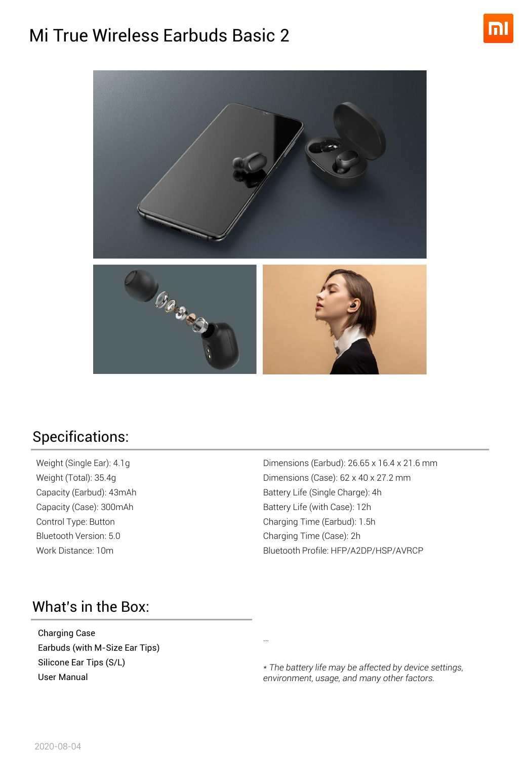# Mi True Wireless Earbuds Basic 2

## Specifications:

Weight (Single Ear): 4.1g
Weight (Total): 35.4g
Capacity (Earbud): 43mAh
Capacity (Case): 300mAh
Control Type: Button
Bluetooth Version: 5.0
Work Distance: 10m

Dimensions (Earbud): 26.65 x 16.4 x 21.6 mm
Dimensions (Case): 62 x 40 x 27.2 mm
Battery Life (Single Charge): 4h
Battery Life (with Case): 12h
Charging Time (Earbud): 1.5h
Charging Time (Case): 2h
Bluetooth Profile: HFP/A2DP/HSP/AVRCP

## What's in the Box:

Charging Case
Earbuds (with M-Size Ear Tips)
Silicone Ear Tips (S/L)
User Manual

...

*⁎ The battery life may be affected by device settings, environment, usage, and many other factors.*

2020-08-04